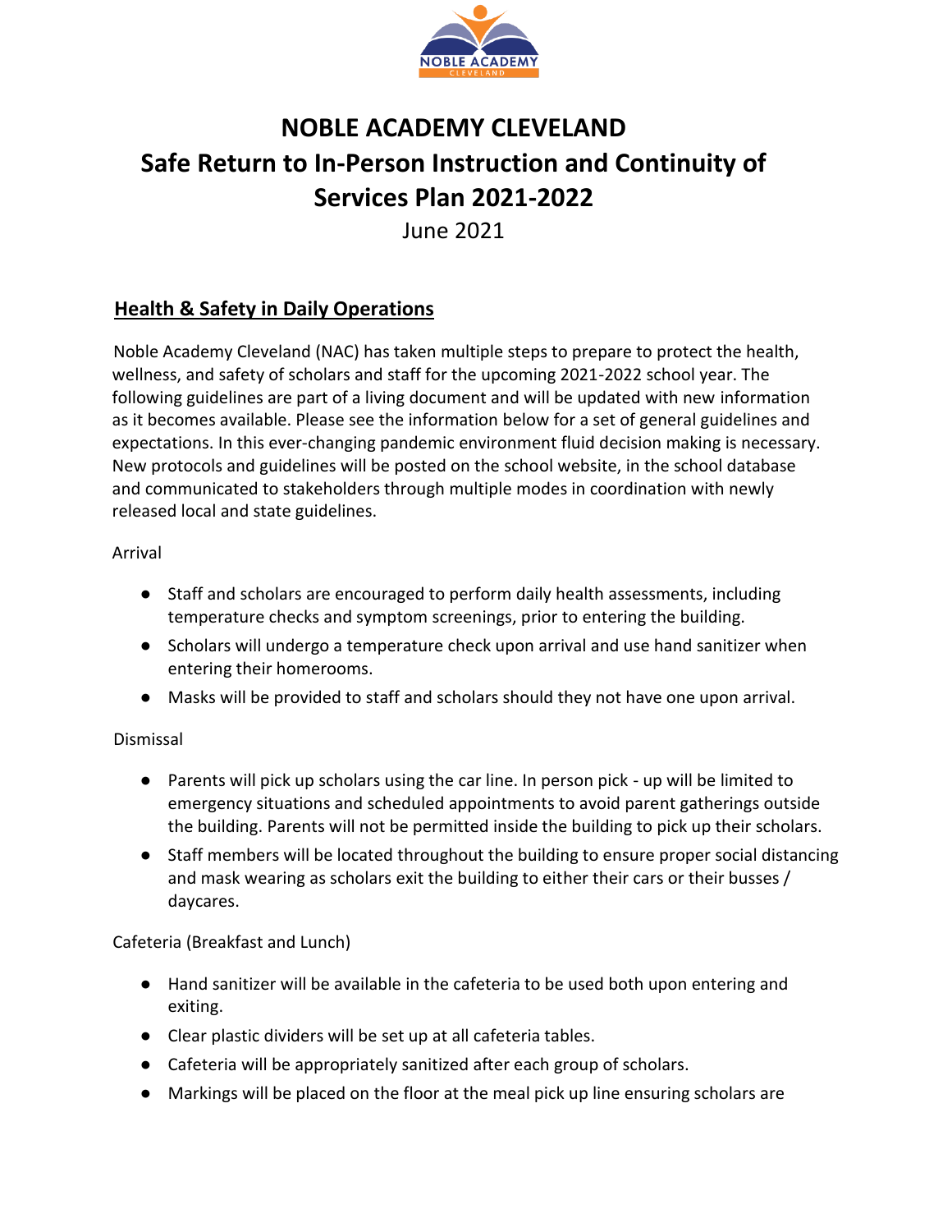# NOBLE ACADEMY CLEVELAND

# Safe Return to In-Person Instruction and Continuity of Services Plan 2021-2022

June 2021

## Health & Safety in Daily Operations

Noble Academy Cleveland (NAC) has taken multiple steps to prepare to protect the health, wellness, and safety of scholars and staff for the upcoming 2021-2022 school year. The following guidelines are part of a living document and will be updated with new information as it becomes available. Please see the information below for a set of general guidelines and expectations. In this ever-changing pandemic environment fluid decision making is necessary. New protocols and guidelines will be posted on the school website, in the school database and communicated to stakeholders through multiple modes in coordination with newly released local and state guidelines.

Arrival

- Staff and scholars are encouraged to perform daily health assessments, including temperature checks and symptom screenings, prior to entering the building.
- Scholars will undergo a temperature check upon arrival and use hand sanitizer when entering their homerooms.
- Masks will be provided to staff and scholars should they not have one upon arrival.

Dismissal

- Parents will pick up scholars using the car line. In person pick - up will be limited to emergency situations and scheduled appointments to avoid parent gatherings outside the building. Parents will not be permitted inside the building to pick up their scholars.
- Staff members will be located throughout the building to ensure proper social distancing and mask wearing as scholars exit the building to either their cars or their busses / daycares.

Cafeteria (Breakfast and Lunch)

- Hand sanitizer will be available in the cafeteria to be used both upon entering and exiting.
- Clear plastic dividers will be set up at all cafeteria tables.
- Cafeteria will be appropriately sanitized after each group of scholars.
- Markings will be placed on the floor at the meal pick up line ensuring scholars are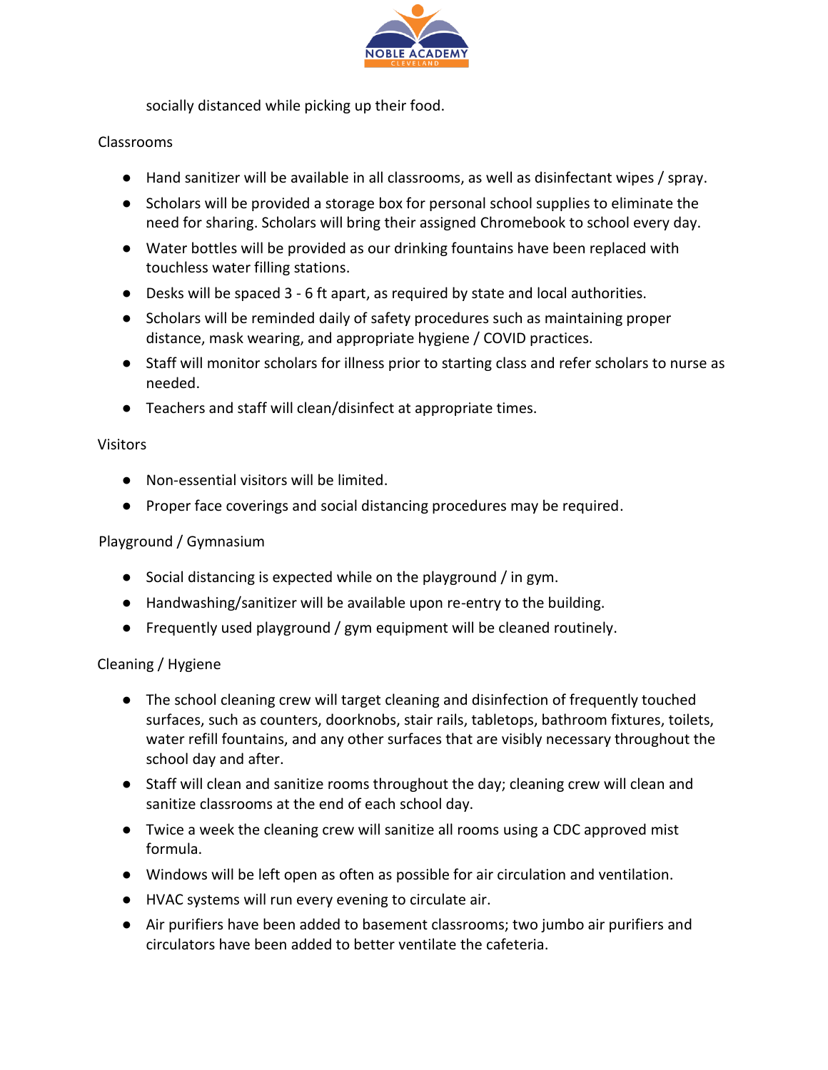socially distanced while picking up their food.

Classrooms

- Hand sanitizer will be available in all classrooms, as well as disinfectant wipes / spray.
- Scholars will be provided a storage box for personal school supplies to eliminate the need for sharing. Scholars will bring their assigned Chromebook to school every day.
- Water bottles will be provided as our drinking fountains have been replaced with touchless water filling stations.
- Desks will be spaced 3 - 6 ft apart, as required by state and local authorities.
- Scholars will be reminded daily of safety procedures such as maintaining proper distance, mask wearing, and appropriate hygiene / COVID practices.
- Staff will monitor scholars for illness prior to starting class and refer scholars to nurse as needed.
- Teachers and staff will clean/disinfect at appropriate times.

Visitors

- Non-essential visitors will be limited.
- Proper face coverings and social distancing procedures may be required.

Playground / Gymnasium

- Social distancing is expected while on the playground / in gym.
- Handwashing/sanitizer will be available upon re-entry to the building.
- Frequently used playground / gym equipment will be cleaned routinely.

Cleaning / Hygiene

- The school cleaning crew will target cleaning and disinfection of frequently touched surfaces, such as counters, doorknobs, stair rails, tabletops, bathroom fixtures, toilets, water refill fountains, and any other surfaces that are visibly necessary throughout the school day and after.
- Staff will clean and sanitize rooms throughout the day; cleaning crew will clean and sanitize classrooms at the end of each school day.
- Twice a week the cleaning crew will sanitize all rooms using a CDC approved mist formula.
- Windows will be left open as often as possible for air circulation and ventilation.
- HVAC systems will run every evening to circulate air.
- Air purifiers have been added to basement classrooms; two jumbo air purifiers and circulators have been added to better ventilate the cafeteria.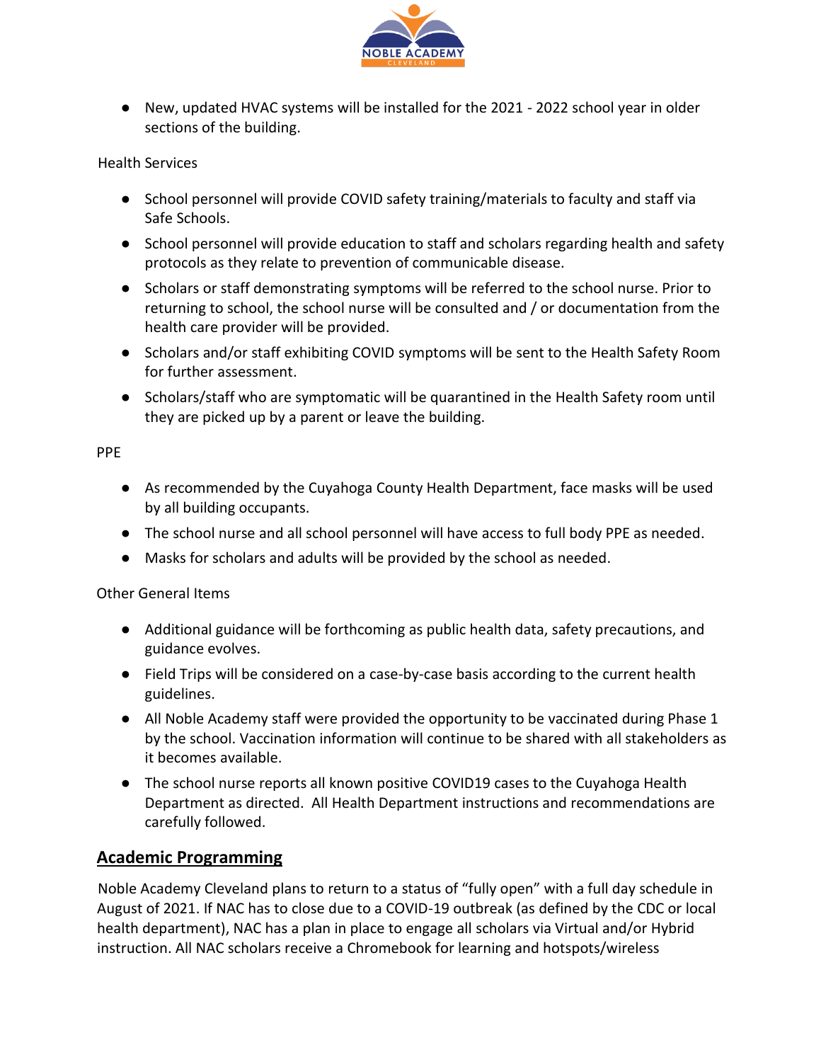- New, updated HVAC systems will be installed for the 2021 - 2022 school year in older sections of the building.

Health Services

- School personnel will provide COVID safety training/materials to faculty and staff via Safe Schools.
- School personnel will provide education to staff and scholars regarding health and safety protocols as they relate to prevention of communicable disease.
- Scholars or staff demonstrating symptoms will be referred to the school nurse. Prior to returning to school, the school nurse will be consulted and / or documentation from the health care provider will be provided.
- Scholars and/or staff exhibiting COVID symptoms will be sent to the Health Safety Room for further assessment.
- Scholars/staff who are symptomatic will be quarantined in the Health Safety room until they are picked up by a parent or leave the building.

PPE

- As recommended by the Cuyahoga County Health Department, face masks will be used by all building occupants.
- The school nurse and all school personnel will have access to full body PPE as needed.
- Masks for scholars and adults will be provided by the school as needed.

Other General Items

- Additional guidance will be forthcoming as public health data, safety precautions, and guidance evolves.
- Field Trips will be considered on a case-by-case basis according to the current health guidelines.
- All Noble Academy staff were provided the opportunity to be vaccinated during Phase 1 by the school. Vaccination information will continue to be shared with all stakeholders as it becomes available.
- The school nurse reports all known positive COVID19 cases to the Cuyahoga Health Department as directed. All Health Department instructions and recommendations are carefully followed.

## **Academic Programming**

Noble Academy Cleveland plans to return to a status of "fully open" with a full day schedule in August of 2021. If NAC has to close due to a COVID-19 outbreak (as defined by the CDC or local health department), NAC has a plan in place to engage all scholars via Virtual and/or Hybrid instruction. All NAC scholars receive a Chromebook for learning and hotspots/wireless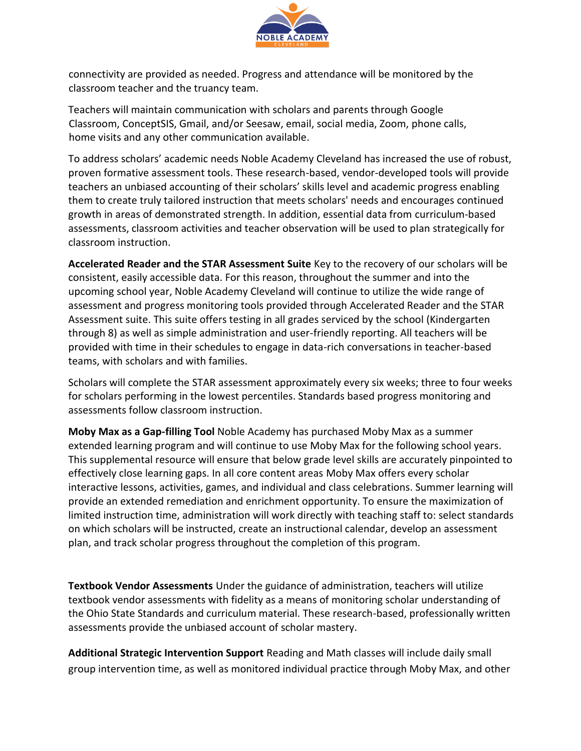connectivity are provided as needed. Progress and attendance will be monitored by the classroom teacher and the truancy team.

Teachers will maintain communication with scholars and parents through Google Classroom, ConceptSIS, Gmail, and/or Seesaw, email, social media, Zoom, phone calls, home visits and any other communication available.

To address scholars' academic needs Noble Academy Cleveland has increased the use of robust, proven formative assessment tools. These research-based, vendor-developed tools will provide teachers an unbiased accounting of their scholars' skills level and academic progress enabling them to create truly tailored instruction that meets scholars' needs and encourages continued growth in areas of demonstrated strength. In addition, essential data from curriculum-based assessments, classroom activities and teacher observation will be used to plan strategically for classroom instruction.

**Accelerated Reader and the STAR Assessment Suite** Key to the recovery of our scholars will be consistent, easily accessible data. For this reason, throughout the summer and into the upcoming school year, Noble Academy Cleveland will continue to utilize the wide range of assessment and progress monitoring tools provided through Accelerated Reader and the STAR Assessment suite. This suite offers testing in all grades serviced by the school (Kindergarten through 8) as well as simple administration and user-friendly reporting. All teachers will be provided with time in their schedules to engage in data-rich conversations in teacher-based teams, with scholars and with families.

Scholars will complete the STAR assessment approximately every six weeks; three to four weeks for scholars performing in the lowest percentiles. Standards based progress monitoring and assessments follow classroom instruction.

**Moby Max as a Gap-filling Tool** Noble Academy has purchased Moby Max as a summer extended learning program and will continue to use Moby Max for the following school years. This supplemental resource will ensure that below grade level skills are accurately pinpointed to effectively close learning gaps. In all core content areas Moby Max offers every scholar interactive lessons, activities, games, and individual and class celebrations. Summer learning will provide an extended remediation and enrichment opportunity. To ensure the maximization of limited instruction time, administration will work directly with teaching staff to: select standards on which scholars will be instructed, create an instructional calendar, develop an assessment plan, and track scholar progress throughout the completion of this program.

**Textbook Vendor Assessments** Under the guidance of administration, teachers will utilize textbook vendor assessments with fidelity as a means of monitoring scholar understanding of the Ohio State Standards and curriculum material. These research-based, professionally written assessments provide the unbiased account of scholar mastery.

**Additional Strategic Intervention Support** Reading and Math classes will include daily small group intervention time, as well as monitored individual practice through Moby Max, and other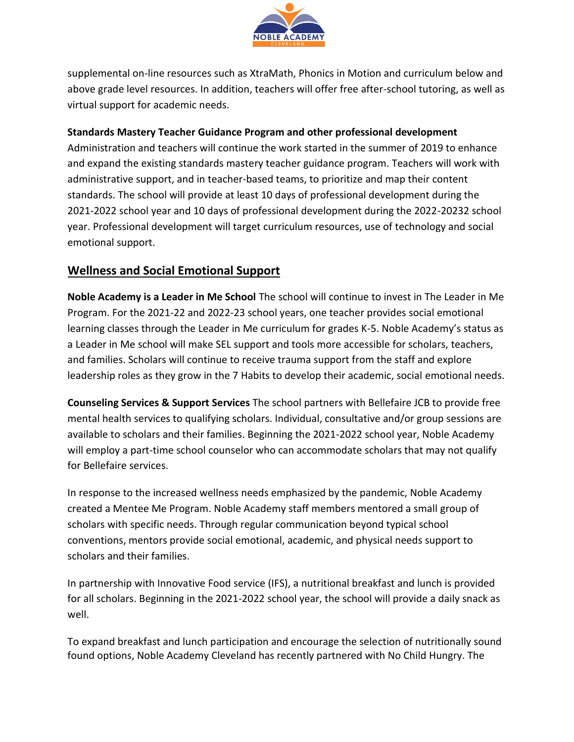supplemental on-line resources such as XtraMath, Phonics in Motion and curriculum below and above grade level resources. In addition, teachers will offer free after-school tutoring, as well as virtual support for academic needs.

**Standards Mastery Teacher Guidance Program and other professional development**
Administration and teachers will continue the work started in the summer of 2019 to enhance and expand the existing standards mastery teacher guidance program. Teachers will work with administrative support, and in teacher-based teams, to prioritize and map their content standards. The school will provide at least 10 days of professional development during the 2021-2022 school year and 10 days of professional development during the 2022-20232 school year. Professional development will target curriculum resources, use of technology and social emotional support.

## Wellness and Social Emotional Support

**Noble Academy is a Leader in Me School** The school will continue to invest in The Leader in Me Program. For the 2021-22 and 2022-23 school years, one teacher provides social emotional learning classes through the Leader in Me curriculum for grades K-5. Noble Academy's status as a Leader in Me school will make SEL support and tools more accessible for scholars, teachers, and families. Scholars will continue to receive trauma support from the staff and explore leadership roles as they grow in the 7 Habits to develop their academic, social emotional needs.

**Counseling Services & Support Services** The school partners with Bellefaire JCB to provide free mental health services to qualifying scholars. Individual, consultative and/or group sessions are available to scholars and their families. Beginning the 2021-2022 school year, Noble Academy will employ a part-time school counselor who can accommodate scholars that may not qualify for Bellefaire services.

In response to the increased wellness needs emphasized by the pandemic, Noble Academy created a Mentee Me Program. Noble Academy staff members mentored a small group of scholars with specific needs. Through regular communication beyond typical school conventions, mentors provide social emotional, academic, and physical needs support to scholars and their families.

In partnership with Innovative Food service (IFS), a nutritional breakfast and lunch is provided for all scholars. Beginning in the 2021-2022 school year, the school will provide a daily snack as well.

To expand breakfast and lunch participation and encourage the selection of nutritionally sound found options, Noble Academy Cleveland has recently partnered with No Child Hungry. The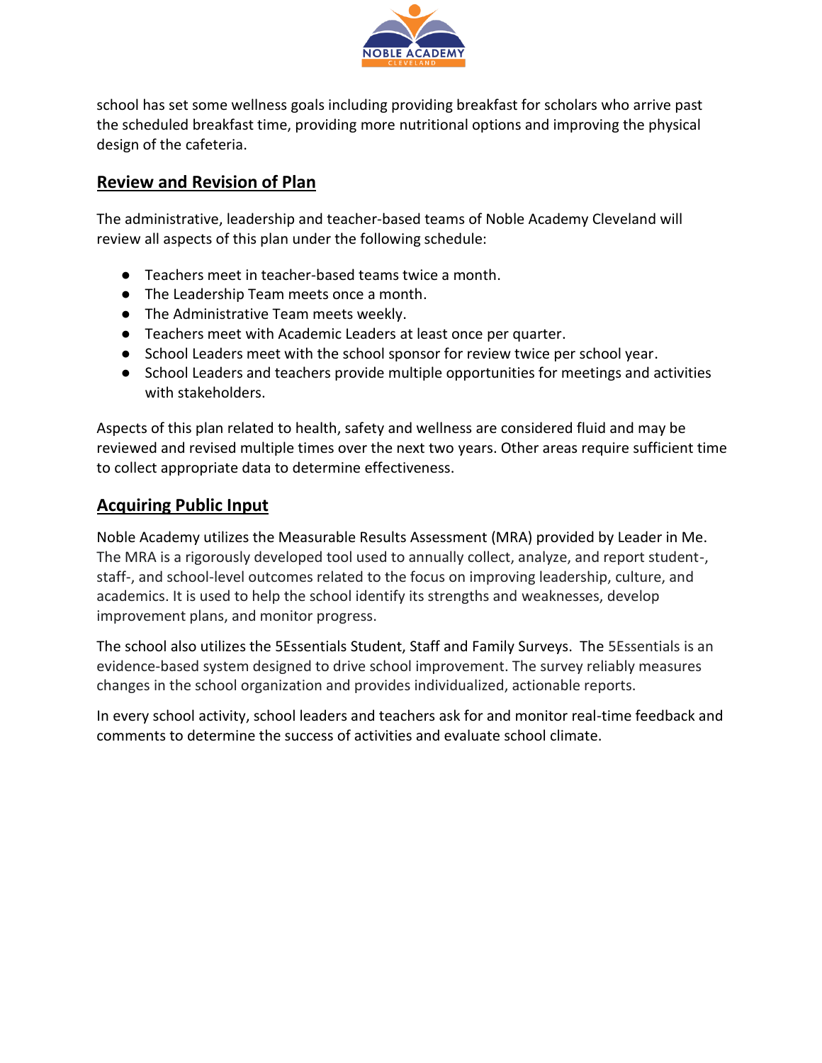school has set some wellness goals including providing breakfast for scholars who arrive past the scheduled breakfast time, providing more nutritional options and improving the physical design of the cafeteria.

## Review and Revision of Plan

The administrative, leadership and teacher-based teams of Noble Academy Cleveland will review all aspects of this plan under the following schedule:

- Teachers meet in teacher-based teams twice a month.
- The Leadership Team meets once a month.
- The Administrative Team meets weekly.
- Teachers meet with Academic Leaders at least once per quarter.
- School Leaders meet with the school sponsor for review twice per school year.
- School Leaders and teachers provide multiple opportunities for meetings and activities with stakeholders.

Aspects of this plan related to health, safety and wellness are considered fluid and may be reviewed and revised multiple times over the next two years. Other areas require sufficient time to collect appropriate data to determine effectiveness.

## Acquiring Public Input

Noble Academy utilizes the Measurable Results Assessment (MRA) provided by Leader in Me. The MRA is a rigorously developed tool used to annually collect, analyze, and report student-, staff-, and school-level outcomes related to the focus on improving leadership, culture, and academics. It is used to help the school identify its strengths and weaknesses, develop improvement plans, and monitor progress.

The school also utilizes the 5Essentials Student, Staff and Family Surveys. The 5Essentials is an evidence-based system designed to drive school improvement. The survey reliably measures changes in the school organization and provides individualized, actionable reports.

In every school activity, school leaders and teachers ask for and monitor real-time feedback and comments to determine the success of activities and evaluate school climate.